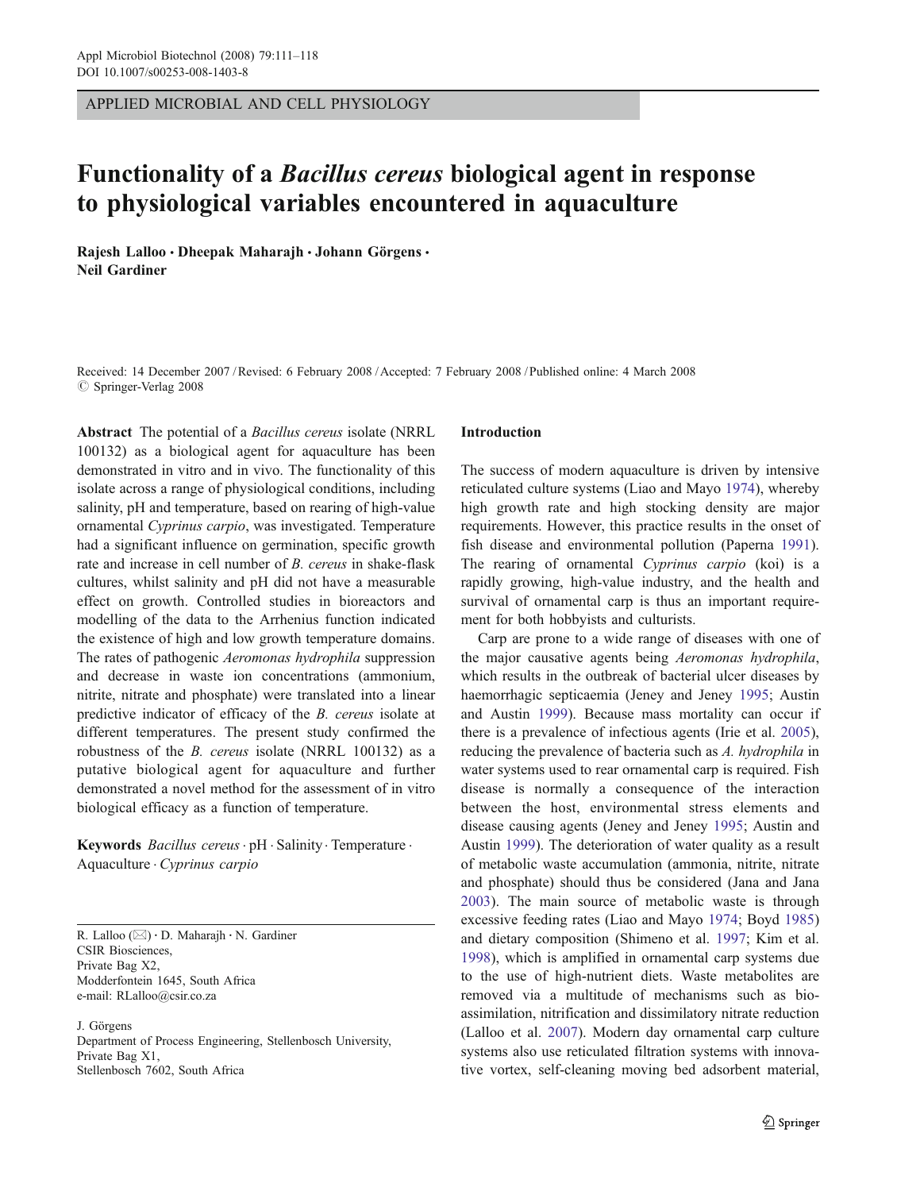APPLIED MICROBIAL AND CELL PHYSIOLOGY

# Functionality of a *Bacillus cereus* biological agent in response to physiological variables encountered in aquaculture

**Rajesh Lalloo · Dheepak Maharajh · Johann Görgens · Neil Gardiner**

Received: 14 December 2007 / Revised: 6 February 2008 / Accepted: 7 February 2008 / Published online: 4 March 2008
© Springer-Verlag 2008

**Abstract** The potential of a *Bacillus cereus* isolate (NRRL 100132) as a biological agent for aquaculture has been demonstrated in vitro and in vivo. The functionality of this isolate across a range of physiological conditions, including salinity, pH and temperature, based on rearing of high-value ornamental *Cyprinus carpio*, was investigated. Temperature had a significant influence on germination, specific growth rate and increase in cell number of *B. cereus* in shake-flask cultures, whilst salinity and pH did not have a measurable effect on growth. Controlled studies in bioreactors and modelling of the data to the Arrhenius function indicated the existence of high and low growth temperature domains. The rates of pathogenic *Aeromonas hydrophila* suppression and decrease in waste ion concentrations (ammonium, nitrite, nitrate and phosphate) were translated into a linear predictive indicator of efficacy of the *B. cereus* isolate at different temperatures. The present study confirmed the robustness of the *B. cereus* isolate (NRRL 100132) as a putative biological agent for aquaculture and further demonstrated a novel method for the assessment of in vitro biological efficacy as a function of temperature.

**Keywords** *Bacillus cereus* · pH · Salinity · Temperature · Aquaculture · *Cyprinus carpio*

R. Lalloo (✉) · D. Maharajh · N. Gardiner
CSIR Biosciences,
Private Bag X2,
Modderfontein 1645, South Africa
e-mail: RLalloo@csir.co.za

J. Görgens
Department of Process Engineering, Stellenbosch University,
Private Bag X1,
Stellenbosch 7602, South Africa

## Introduction

The success of modern aquaculture is driven by intensive reticulated culture systems (Liao and Mayo 1974), whereby high growth rate and high stocking density are major requirements. However, this practice results in the onset of fish disease and environmental pollution (Paperna 1991). The rearing of ornamental *Cyprinus carpio* (koi) is a rapidly growing, high-value industry, and the health and survival of ornamental carp is thus an important requirement for both hobbyists and culturists.

Carp are prone to a wide range of diseases with one of the major causative agents being *Aeromonas hydrophila*, which results in the outbreak of bacterial ulcer diseases by haemorrhagic septicaemia (Jeney and Jeney 1995; Austin and Austin 1999). Because mass mortality can occur if there is a prevalence of infectious agents (Irie et al. 2005), reducing the prevalence of bacteria such as *A. hydrophila* in water systems used to rear ornamental carp is required. Fish disease is normally a consequence of the interaction between the host, environmental stress elements and disease causing agents (Jeney and Jeney 1995; Austin and Austin 1999). The deterioration of water quality as a result of metabolic waste accumulation (ammonia, nitrite, nitrate and phosphate) should thus be considered (Jana and Jana 2003). The main source of metabolic waste is through excessive feeding rates (Liao and Mayo 1974; Boyd 1985) and dietary composition (Shimeno et al. 1997; Kim et al. 1998), which is amplified in ornamental carp systems due to the use of high-nutrient diets. Waste metabolites are removed via a multitude of mechanisms such as bio-assimilation, nitrification and dissimilatory nitrate reduction (Lalloo et al. 2007). Modern day ornamental carp culture systems also use reticulated filtration systems with innovative vortex, self-cleaning moving bed adsorbent material,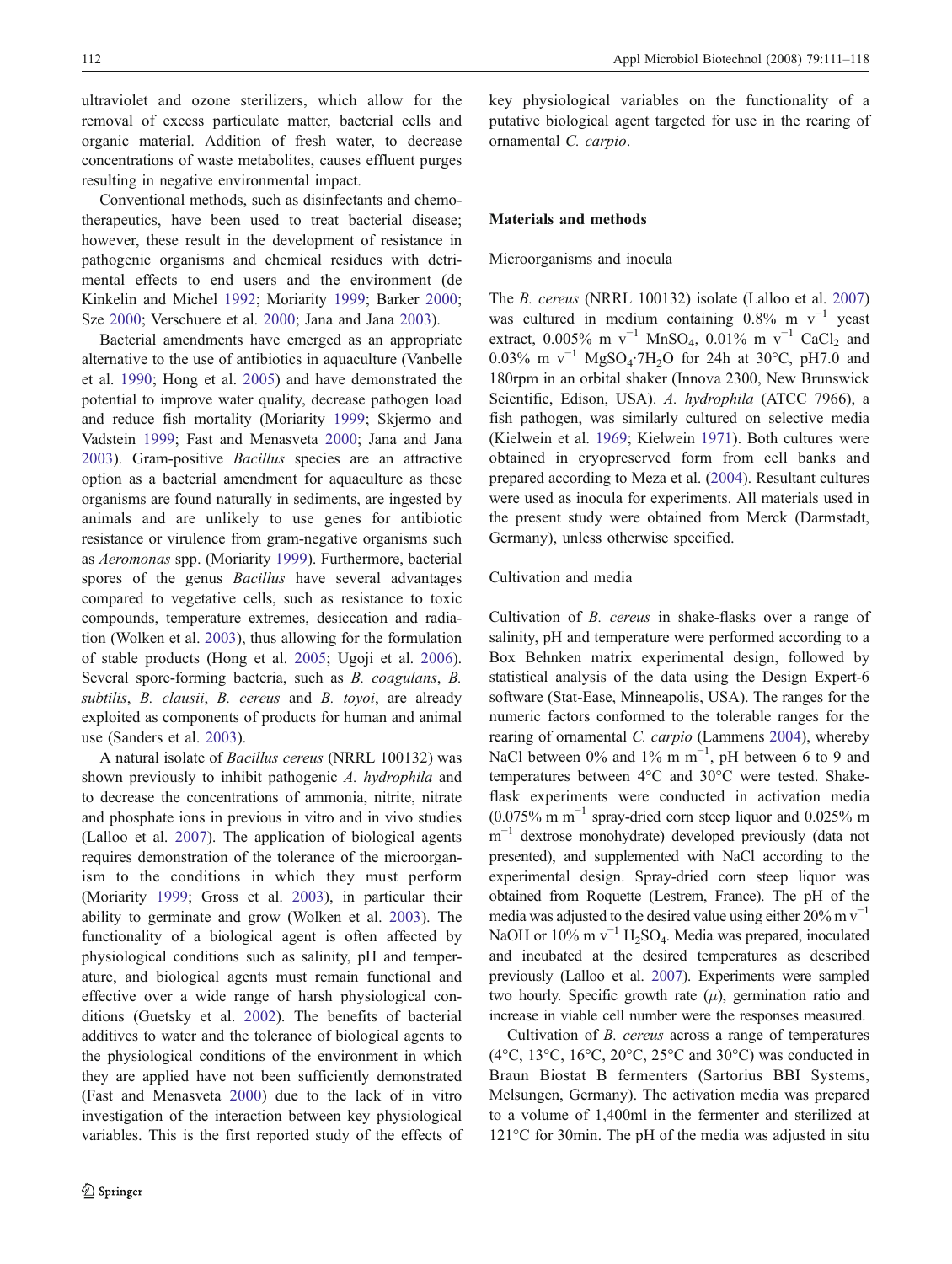ultraviolet and ozone sterilizers, which allow for the removal of excess particulate matter, bacterial cells and organic material. Addition of fresh water, to decrease concentrations of waste metabolites, causes effluent purges resulting in negative environmental impact.

Conventional methods, such as disinfectants and chemotherapeutics, have been used to treat bacterial disease; however, these result in the development of resistance in pathogenic organisms and chemical residues with detrimental effects to end users and the environment (de Kinkelin and Michel 1992; Moriarty 1999; Barker 2000; Sze 2000; Verschuere et al. 2000; Jana and Jana 2003).

Bacterial amendments have emerged as an appropriate alternative to the use of antibiotics in aquaculture (Vanbelle et al. 1990; Hong et al. 2005) and have demonstrated the potential to improve water quality, decrease pathogen load and reduce fish mortality (Moriarty 1999; Skjermo and Vadstein 1999; Fast and Menasveta 2000; Jana and Jana 2003). Gram-positive *Bacillus* species are an attractive option as a bacterial amendment for aquaculture as these organisms are found naturally in sediments, are ingested by animals and are unlikely to use genes for antibiotic resistance or virulence from gram-negative organisms such as *Aeromonas* spp. (Moriarty 1999). Furthermore, bacterial spores of the genus *Bacillus* have several advantages compared to vegetative cells, such as resistance to toxic compounds, temperature extremes, desiccation and radiation (Wolken et al. 2003), thus allowing for the formulation of stable products (Hong et al. 2005; Ugoji et al. 2006). Several spore-forming bacteria, such as *B. coagulans*, *B. subtilis*, *B. clausii*, *B. cereus* and *B. toyoi*, are already exploited as components of products for human and animal use (Sanders et al. 2003).

A natural isolate of *Bacillus cereus* (NRRL 100132) was shown previously to inhibit pathogenic *A. hydrophila* and to decrease the concentrations of ammonia, nitrite, nitrate and phosphate ions in previous in vitro and in vivo studies (Lalloo et al. 2007). The application of biological agents requires demonstration of the tolerance of the microorganism to the conditions in which they must perform (Moriarty 1999; Gross et al. 2003), in particular their ability to germinate and grow (Wolken et al. 2003). The functionality of a biological agent is often affected by physiological conditions such as salinity, pH and temperature, and biological agents must remain functional and effective over a wide range of harsh physiological conditions (Guetsky et al. 2002). The benefits of bacterial additives to water and the tolerance of biological agents to the physiological conditions of the environment in which they are applied have not been sufficiently demonstrated (Fast and Menasveta 2000) due to the lack of in vitro investigation of the interaction between key physiological variables. This is the first reported study of the effects of key physiological variables on the functionality of a putative biological agent targeted for use in the rearing of ornamental *C. carpio*.

## Materials and methods

### Microorganisms and inocula

The *B. cereus* (NRRL 100132) isolate (Lalloo et al. 2007) was cultured in medium containing 0.8% m $v^{-1}$ yeast extract, 0.005% m $v^{-1}$ $MnSO_4$, 0.01% m $v^{-1}$ $CaCl_2$ and 0.03% m $v^{-1}$ $MgSO_4 \cdot 7H_2O$ for 24h at 30°C, pH7.0 and 180rpm in an orbital shaker (Innova 2300, New Brunswick Scientific, Edison, USA). *A. hydrophila* (ATCC 7966), a fish pathogen, was similarly cultured on selective media (Kielwein et al. 1969; Kielwein 1971). Both cultures were obtained in cryopreserved form from cell banks and prepared according to Meza et al. (2004). Resultant cultures were used as inocula for experiments. All materials used in the present study were obtained from Merck (Darmstadt, Germany), unless otherwise specified.

### Cultivation and media

Cultivation of *B. cereus* in shake-flasks over a range of salinity, pH and temperature were performed according to a Box Behnken matrix experimental design, followed by statistical analysis of the data using the Design Expert-6 software (Stat-Ease, Minneapolis, USA). The ranges for the numeric factors conformed to the tolerable ranges for the rearing of ornamental *C. carpio* (Lammens 2004), whereby NaCl between 0% and 1% m $m^{-1}$, pH between 6 to 9 and temperatures between 4°C and 30°C were tested. Shake-flask experiments were conducted in activation media (0.075% m $m^{-1}$ spray-dried corn steep liquor and 0.025% m $m^{-1}$ dextrose monohydrate) developed previously (data not presented), and supplemented with NaCl according to the experimental design. Spray-dried corn steep liquor was obtained from Roquette (Lestrem, France). The pH of the media was adjusted to the desired value using either 20% m $v^{-1}$ NaOH or 10% m $v^{-1}$ $H_2SO_4$. Media was prepared, inoculated and incubated at the desired temperatures as described previously (Lalloo et al. 2007). Experiments were sampled two hourly. Specific growth rate ($\mu$), germination ratio and increase in viable cell number were the responses measured.

Cultivation of *B. cereus* across a range of temperatures (4°C, 13°C, 16°C, 20°C, 25°C and 30°C) was conducted in Braun Biostat B fermenters (Sartorius BBI Systems, Melsungen, Germany). The activation media was prepared to a volume of 1,400ml in the fermenter and sterilized at 121°C for 30min. The pH of the media was adjusted in situ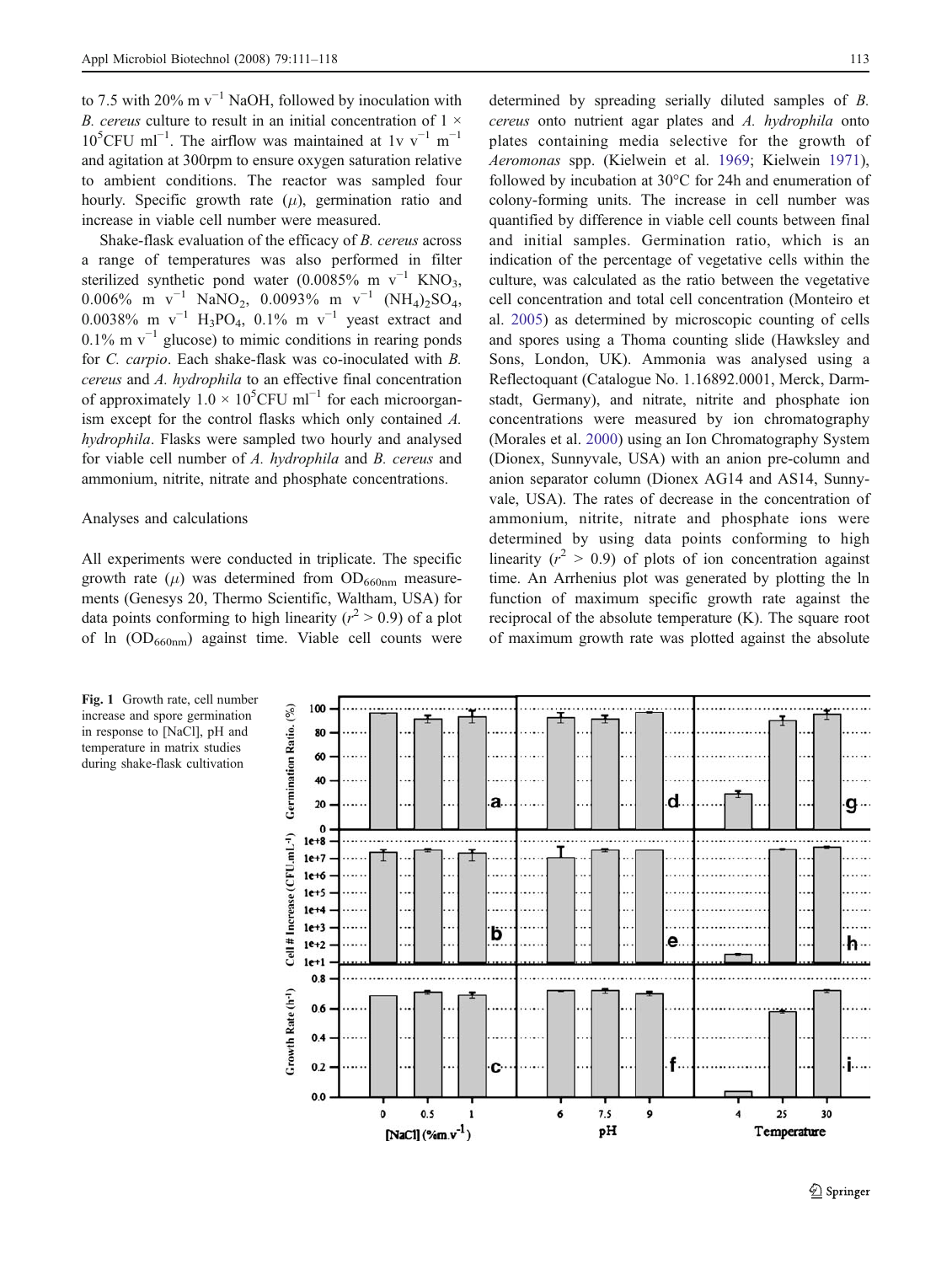to 7.5 with 20% m $v^{-1}$ NaOH, followed by inoculation with *B. cereus* culture to result in an initial concentration of $1 \times 10^5$CFU $ml^{-1}$. The airflow was maintained at 1v $v^{-1}$ $m^{-1}$ and agitation at 300rpm to ensure oxygen saturation relative to ambient conditions. The reactor was sampled four hourly. Specific growth rate ($\mu$), germination ratio and increase in viable cell number were measured.

Shake-flask evaluation of the efficacy of *B. cereus* across a range of temperatures was also performed in filter sterilized synthetic pond water (0.0085% m $v^{-1}$ $KNO_3$, 0.006% m $v^{-1}$ $NaNO_2$, 0.0093% m $v^{-1}$ $(NH_4)_2SO_4$, 0.0038% m $v^{-1}$ $H_3PO_4$, 0.1% m $v^{-1}$ yeast extract and 0.1% m $v^{-1}$ glucose) to mimic conditions in rearing ponds for *C. carpio*. Each shake-flask was co-inoculated with *B. cereus* and *A. hydrophila* to an effective final concentration of approximately $1.0 \times 10^5$CFU $ml^{-1}$ for each microorganism except for the control flasks which only contained *A. hydrophila*. Flasks were sampled two hourly and analysed for viable cell number of *A. hydrophila* and *B. cereus* and ammonium, nitrite, nitrate and phosphate concentrations.

## Analyses and calculations

All experiments were conducted in triplicate. The specific growth rate ($\mu$) was determined from $OD_{660nm}$ measurements (Genesys 20, Thermo Scientific, Waltham, USA) for data points conforming to high linearity ($r^2 > 0.9$) of a plot of ln ($OD_{660nm}$) against time. Viable cell counts were determined by spreading serially diluted samples of *B. cereus* onto nutrient agar plates and *A. hydrophila* onto plates containing media selective for the growth of *Aeromonas* spp. (Kielwein et al. 1969; Kielwein 1971), followed by incubation at 30°C for 24h and enumeration of colony-forming units. The increase in cell number was quantified by difference in viable cell counts between final and initial samples. Germination ratio, which is an indication of the percentage of vegetative cells within the culture, was calculated as the ratio between the vegetative cell concentration and total cell concentration (Monteiro et al. 2005) as determined by microscopic counting of cells and spores using a Thoma counting slide (Hawksley and Sons, London, UK). Ammonia was analysed using a Reflectoquant (Catalogue No. 1.16892.0001, Merck, Darmstadt, Germany), and nitrate, nitrite and phosphate ion concentrations were measured by ion chromatography (Morales et al. 2000) using an Ion Chromatography System (Dionex, Sunnyvale, USA) with an anion pre-column and anion separator column (Dionex AG14 and AS14, Sunnyvale, USA). The rates of decrease in the concentration of ammonium, nitrite, nitrate and phosphate ions were determined by using data points conforming to high linearity ($r^2 > 0.9$) of plots of ion concentration against time. An Arrhenius plot was generated by plotting the ln function of maximum specific growth rate against the reciprocal of the absolute temperature (K). The square root of maximum growth rate was plotted against the absolute

Fig. 1 Growth rate, cell number increase and spore germination in response to [NaCl], pH and temperature in matrix studies during shake-flask cultivation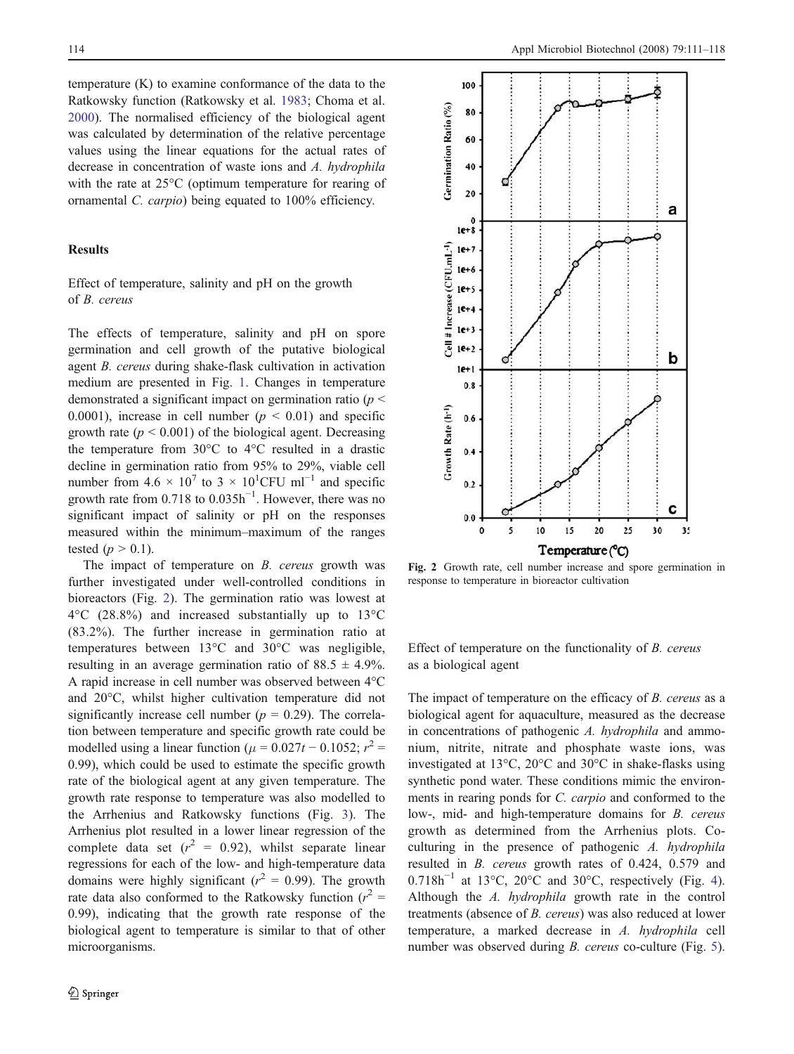temperature (K) to examine conformance of the data to the Ratkowsky function (Ratkowsky et al. 1983; Choma et al. 2000). The normalised efficiency of the biological agent was calculated by determination of the relative percentage values using the linear equations for the actual rates of decrease in concentration of waste ions and *A. hydrophila* with the rate at 25°C (optimum temperature for rearing of ornamental *C. carpio*) being equated to 100% efficiency.

## Results

### Effect of temperature, salinity and pH on the growth of *B. cereus*

The effects of temperature, salinity and pH on spore germination and cell growth of the putative biological agent *B. cereus* during shake-flask cultivation in activation medium are presented in Fig. 1. Changes in temperature demonstrated a significant impact on germination ratio ($p < 0.0001$), increase in cell number ($p < 0.01$) and specific growth rate ($p < 0.001$) of the biological agent. Decreasing the temperature from 30°C to 4°C resulted in a drastic decline in germination ratio from 95% to 29%, viable cell number from $4.6 \times 10^7$ to $3 \times 10^1$CFU ml$^{-1}$ and specific growth rate from 0.718 to 0.035h$^{-1}$. However, there was no significant impact of salinity or pH on the responses measured within the minimum–maximum of the ranges tested ($p > 0.1$).

The impact of temperature on *B. cereus* growth was further investigated under well-controlled conditions in bioreactors (Fig. 2). The germination ratio was lowest at 4°C (28.8%) and increased substantially up to 13°C (83.2%). The further increase in germination ratio at temperatures between 13°C and 30°C was negligible, resulting in an average germination ratio of 88.5 ± 4.9%. A rapid increase in cell number was observed between 4°C and 20°C, whilst higher cultivation temperature did not significantly increase cell number ($p = 0.29$). The correlation between temperature and specific growth rate could be modelled using a linear function ($\mu = 0.027t - 0.1052$; $r^2 = 0.99$), which could be used to estimate the specific growth rate of the biological agent at any given temperature. The growth rate response to temperature was also modelled to the Arrhenius and Ratkowsky functions (Fig. 3). The Arrhenius plot resulted in a lower linear regression of the complete data set ($r^2 = 0.92$), whilst separate linear regressions for each of the low- and high-temperature data domains were highly significant ($r^2 = 0.99$). The growth rate data also conformed to the Ratkowsky function ($r^2 = 0.99$), indicating that the growth rate response of the biological agent to temperature is similar to that of other microorganisms.

**Fig. 2** Growth rate, cell number increase and spore germination in response to temperature in bioreactor cultivation

### Effect of temperature on the functionality of *B. cereus* as a biological agent

The impact of temperature on the efficacy of *B. cereus* as a biological agent for aquaculture, measured as the decrease in concentrations of pathogenic *A. hydrophila* and ammonium, nitrite, nitrate and phosphate waste ions, was investigated at 13°C, 20°C and 30°C in shake-flasks using synthetic pond water. These conditions mimic the environments in rearing ponds for *C. carpio* and conformed to the low-, mid- and high-temperature domains for *B. cereus* growth as determined from the Arrhenius plots. Co-culturing in the presence of pathogenic *A. hydrophila* resulted in *B. cereus* growth rates of 0.424, 0.579 and 0.718h$^{-1}$ at 13°C, 20°C and 30°C, respectively (Fig. 4). Although the *A. hydrophila* growth rate in the control treatments (absence of *B. cereus*) was also reduced at lower temperature, a marked decrease in *A. hydrophila* cell number was observed during *B. cereus* co-culture (Fig. 5).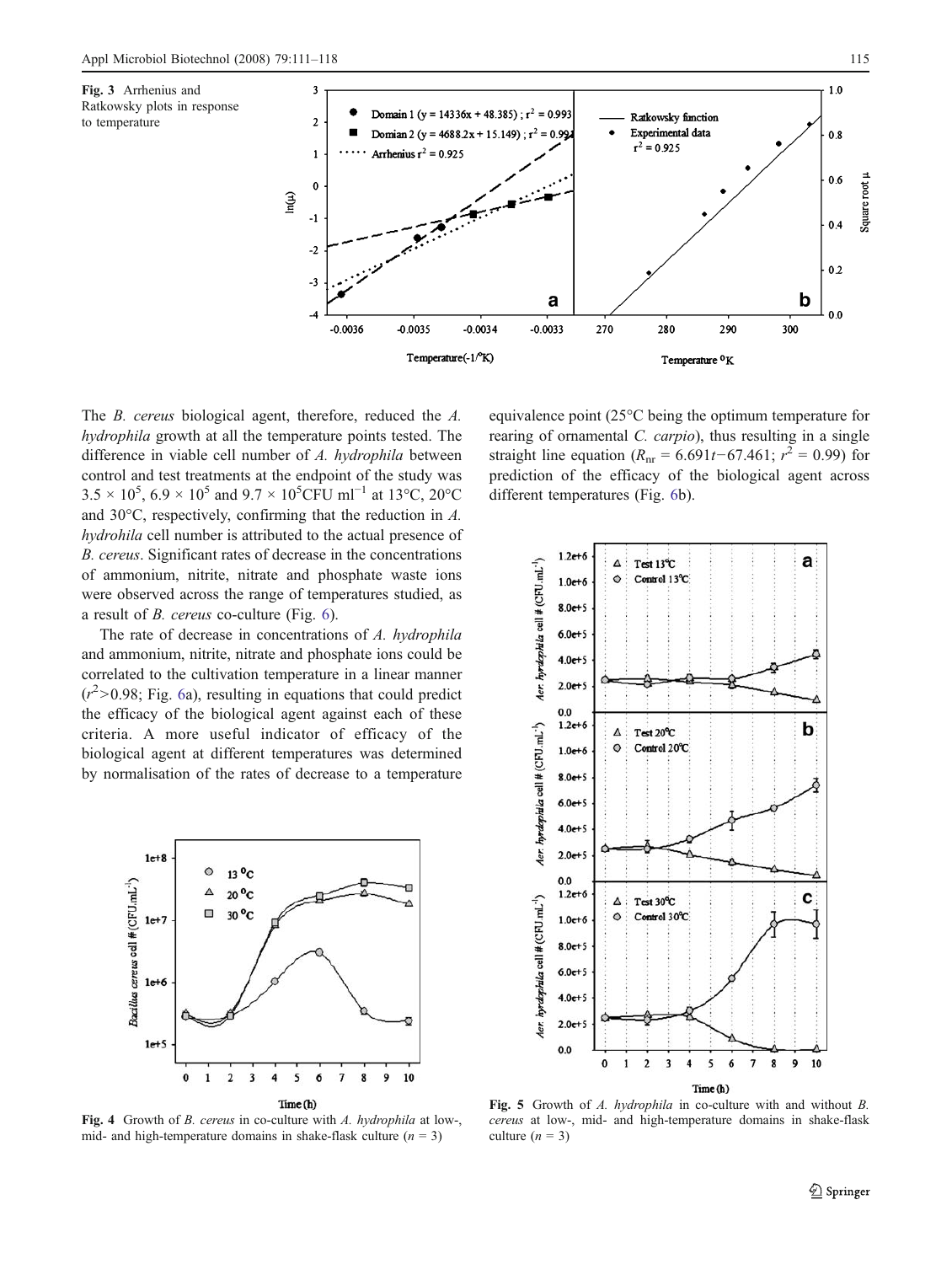Fig. 3 Arrhenius and Ratkowsky plots in response to temperature

The *B. cereus* biological agent, therefore, reduced the *A. hydrophila* growth at all the temperature points tested. The difference in viable cell number of *A. hydrophila* between control and test treatments at the endpoint of the study was $3.5 \times 10^5$, $6.9 \times 10^5$ and $9.7 \times 10^5$CFU ml$^{-1}$ at 13°C, 20°C and 30°C, respectively, confirming that the reduction in *A. hydrohila* cell number is attributed to the actual presence of *B. cereus*. Significant rates of decrease in the concentrations of ammonium, nitrite, nitrate and phosphate waste ions were observed across the range of temperatures studied, as a result of *B. cereus* co-culture (Fig. 6).

The rate of decrease in concentrations of *A. hydrophila* and ammonium, nitrite, nitrate and phosphate ions could be correlated to the cultivation temperature in a linear manner ($r^2$>0.98; Fig. 6a), resulting in equations that could predict the efficacy of the biological agent against each of these criteria. A more useful indicator of efficacy of the biological agent at different temperatures was determined by normalisation of the rates of decrease to a temperature equivalence point (25°C being the optimum temperature for rearing of ornamental *C. carpio*), thus resulting in a single straight line equation ($R_{nr} = 6.691t - 67.461$; $r^2 = 0.99$) for prediction of the efficacy of the biological agent across different temperatures (Fig. 6b).

Fig. 4 Growth of *B. cereus* in co-culture with *A. hydrophila* at low-, mid- and high-temperature domains in shake-flask culture ($n = 3$)

Fig. 5 Growth of *A. hydrophila* in co-culture with and without *B. cereus* at low-, mid- and high-temperature domains in shake-flask culture ($n = 3$)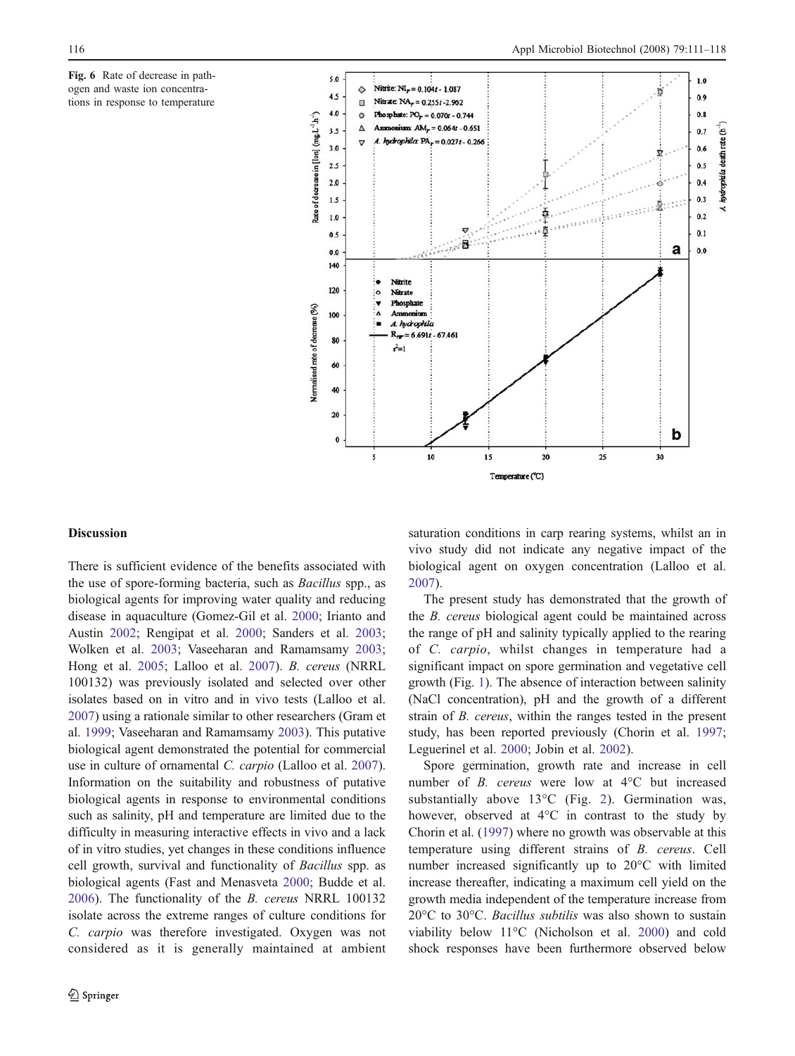**Fig. 6** Rate of decrease in pathogen and waste ion concentrations in response to temperature

## Discussion

There is sufficient evidence of the benefits associated with the use of spore-forming bacteria, such as *Bacillus* spp., as biological agents for improving water quality and reducing disease in aquaculture (Gomez-Gil et al. 2000; Irianto and Austin 2002; Rengipat et al. 2000; Sanders et al. 2003; Wolken et al. 2003; Vaseeharan and Ramamsamy 2003; Hong et al. 2005; Lalloo et al. 2007). *B. cereus* (NRRL 100132) was previously isolated and selected over other isolates based on in vitro and in vivo tests (Lalloo et al. 2007) using a rationale similar to other researchers (Gram et al. 1999; Vaseeharan and Ramamsamy 2003). This putative biological agent demonstrated the potential for commercial use in culture of ornamental *C. carpio* (Lalloo et al. 2007). Information on the suitability and robustness of putative biological agents in response to environmental conditions such as salinity, pH and temperature are limited due to the difficulty in measuring interactive effects in vivo and a lack of in vitro studies, yet changes in these conditions influence cell growth, survival and functionality of *Bacillus* spp. as biological agents (Fast and Menasveta 2000; Budde et al. 2006). The functionality of the *B. cereus* NRRL 100132 isolate across the extreme ranges of culture conditions for *C. carpio* was therefore investigated. Oxygen was not considered as it is generally maintained at ambient saturation conditions in carp rearing systems, whilst an in vivo study did not indicate any negative impact of the biological agent on oxygen concentration (Lalloo et al. 2007).

The present study has demonstrated that the growth of the *B. cereus* biological agent could be maintained across the range of pH and salinity typically applied to the rearing of *C. carpio*, whilst changes in temperature had a significant impact on spore germination and vegetative cell growth (Fig. 1). The absence of interaction between salinity (NaCl concentration), pH and the growth of a different strain of *B. cereus*, within the ranges tested in the present study, has been reported previously (Chorin et al. 1997; Leguerinel et al. 2000; Jobin et al. 2002).

Spore germination, growth rate and increase in cell number of *B. cereus* were low at 4°C but increased substantially above 13°C (Fig. 2). Germination was, however, observed at 4°C in contrast to the study by Chorin et al. (1997) where no growth was observable at this temperature using different strains of *B. cereus*. Cell number increased significantly up to 20°C with limited increase thereafter, indicating a maximum cell yield on the growth media independent of the temperature increase from 20°C to 30°C. *Bacillus subtilis* was also shown to sustain viability below 11°C (Nicholson et al. 2000) and cold shock responses have been furthermore observed below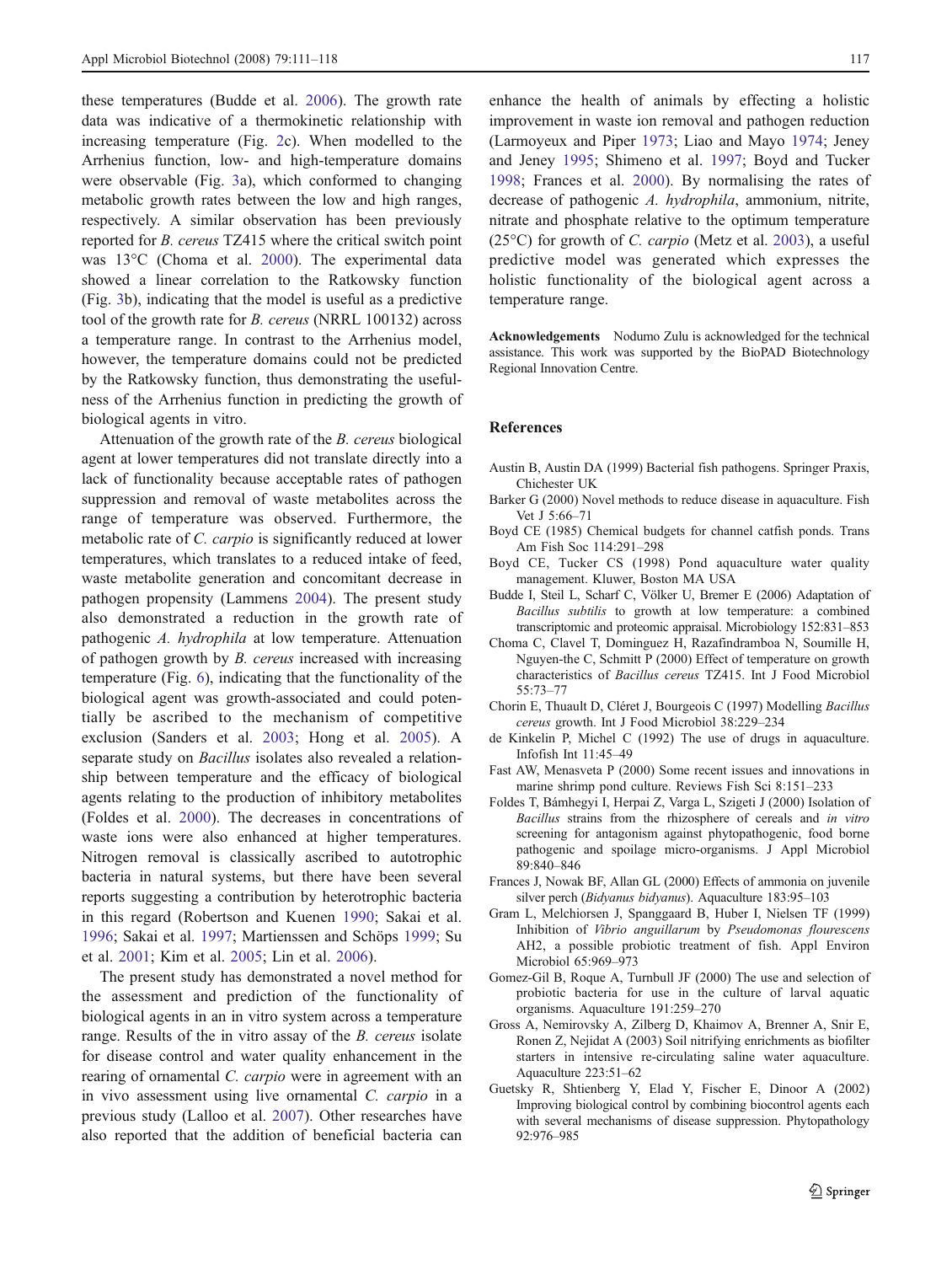these temperatures (Budde et al. 2006). The growth rate data was indicative of a thermokinetic relationship with increasing temperature (Fig. 2c). When modelled to the Arrhenius function, low- and high-temperature domains were observable (Fig. 3a), which conformed to changing metabolic growth rates between the low and high ranges, respectively. A similar observation has been previously reported for *B. cereus* TZ415 where the critical switch point was 13°C (Choma et al. 2000). The experimental data showed a linear correlation to the Ratkowsky function (Fig. 3b), indicating that the model is useful as a predictive tool of the growth rate for *B. cereus* (NRRL 100132) across a temperature range. In contrast to the Arrhenius model, however, the temperature domains could not be predicted by the Ratkowsky function, thus demonstrating the usefulness of the Arrhenius function in predicting the growth of biological agents in vitro.

Attenuation of the growth rate of the *B. cereus* biological agent at lower temperatures did not translate directly into a lack of functionality because acceptable rates of pathogen suppression and removal of waste metabolites across the range of temperature was observed. Furthermore, the metabolic rate of *C. carpio* is significantly reduced at lower temperatures, which translates to a reduced intake of feed, waste metabolite generation and concomitant decrease in pathogen propensity (Lammens 2004). The present study also demonstrated a reduction in the growth rate of pathogenic *A. hydrophila* at low temperature. Attenuation of pathogen growth by *B. cereus* increased with increasing temperature (Fig. 6), indicating that the functionality of the biological agent was growth-associated and could potentially be ascribed to the mechanism of competitive exclusion (Sanders et al. 2003; Hong et al. 2005). A separate study on *Bacillus* isolates also revealed a relationship between temperature and the efficacy of biological agents relating to the production of inhibitory metabolites (Foldes et al. 2000). The decreases in concentrations of waste ions were also enhanced at higher temperatures. Nitrogen removal is classically ascribed to autotrophic bacteria in natural systems, but there have been several reports suggesting a contribution by heterotrophic bacteria in this regard (Robertson and Kuenen 1990; Sakai et al. 1996; Sakai et al. 1997; Martienssen and Schöps 1999; Su et al. 2001; Kim et al. 2005; Lin et al. 2006).

The present study has demonstrated a novel method for the assessment and prediction of the functionality of biological agents in an in vitro system across a temperature range. Results of the in vitro assay of the *B. cereus* isolate for disease control and water quality enhancement in the rearing of ornamental *C. carpio* were in agreement with an in vivo assessment using live ornamental *C. carpio* in a previous study (Lalloo et al. 2007). Other researches have also reported that the addition of beneficial bacteria can enhance the health of animals by effecting a holistic improvement in waste ion removal and pathogen reduction (Larmoyeux and Piper 1973; Liao and Mayo 1974; Jeney and Jeney 1995; Shimeno et al. 1997; Boyd and Tucker 1998; Frances et al. 2000). By normalising the rates of decrease of pathogenic *A. hydrophila*, ammonium, nitrite, nitrate and phosphate relative to the optimum temperature (25°C) for growth of *C. carpio* (Metz et al. 2003), a useful predictive model was generated which expresses the holistic functionality of the biological agent across a temperature range.

**Acknowledgements** Nodumo Zulu is acknowledged for the technical assistance. This work was supported by the BioPAD Biotechnology Regional Innovation Centre.

## References

Austin B, Austin DA (1999) Bacterial fish pathogens. Springer Praxis, Chichester UK

Barker G (2000) Novel methods to reduce disease in aquaculture. Fish Vet J 5:66–71

Boyd CE (1985) Chemical budgets for channel catfish ponds. Trans Am Fish Soc 114:291–298

Boyd CE, Tucker CS (1998) Pond aquaculture water quality management. Kluwer, Boston MA USA

Budde I, Steil L, Scharf C, Völker U, Bremer E (2006) Adaptation of *Bacillus subtilis* to growth at low temperature: a combined transcriptomic and proteomic appraisal. Microbiology 152:831–853

Choma C, Clavel T, Dominguez H, Razafindramboa N, Soumille H, Nguyen-the C, Schmitt P (2000) Effect of temperature on growth characteristics of *Bacillus cereus* TZ415. Int J Food Microbiol 55:73–77

Chorin E, Thuault D, Cléret J, Bourgeois C (1997) Modelling *Bacillus cereus* growth. Int J Food Microbiol 38:229–234

de Kinkelin P, Michel C (1992) The use of drugs in aquaculture. Infofish Int 11:45–49

Fast AW, Menasveta P (2000) Some recent issues and innovations in marine shrimp pond culture. Reviews Fish Sci 8:151–233

Foldes T, Bámhegyi I, Herpai Z, Varga L, Szigeti J (2000) Isolation of *Bacillus* strains from the rhizosphere of cereals and *in vitro* screening for antagonism against phytopathogenic, food borne pathogenic and spoilage micro-organisms. J Appl Microbiol 89:840–846

Frances J, Nowak BF, Allan GL (2000) Effects of ammonia on juvenile silver perch (*Bidyanus bidyanus*). Aquaculture 183:95–103

Gram L, Melchiorsen J, Spanggaard B, Huber I, Nielsen TF (1999) Inhibition of *Vibrio anguillarum* by *Pseudomonas flourescens* AH2, a possible probiotic treatment of fish. Appl Environ Microbiol 65:969–973

Gomez-Gil B, Roque A, Turnbull JF (2000) The use and selection of probiotic bacteria for use in the culture of larval aquatic organisms. Aquaculture 191:259–270

Gross A, Nemirovsky A, Zilberg D, Khaimov A, Brenner A, Snir E, Ronen Z, Nejidat A (2003) Soil nitrifying enrichments as biofilter starters in intensive re-circulating saline water aquaculture. Aquaculture 223:51–62

Guetsky R, Shtienberg Y, Elad Y, Fischer E, Dinoor A (2002) Improving biological control by combining biocontrol agents each with several mechanisms of disease suppression. Phytopathology 92:976–985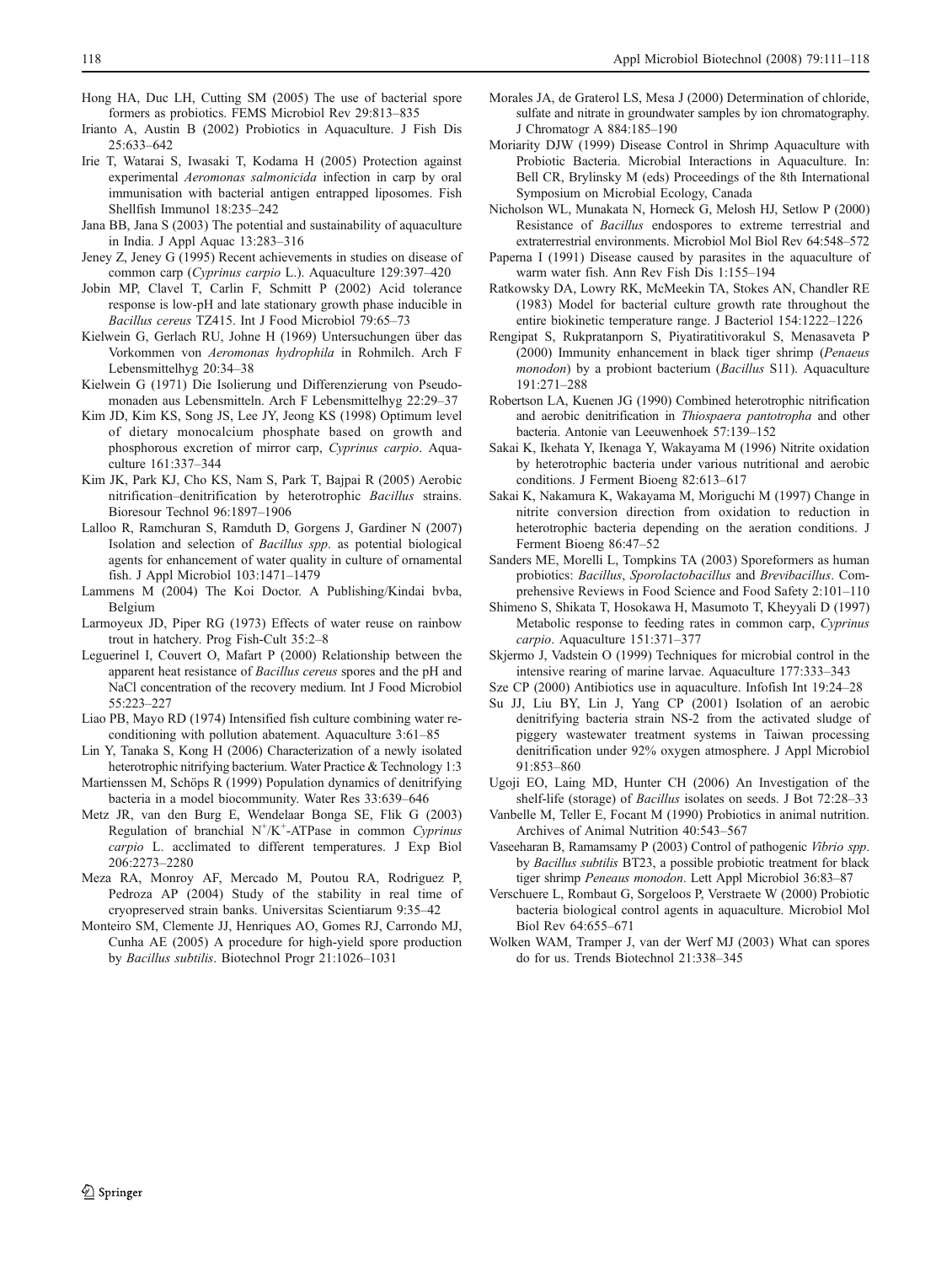Hong HA, Duc LH, Cutting SM (2005) The use of bacterial spore formers as probiotics. FEMS Microbiol Rev 29:813–835

Irianto A, Austin B (2002) Probiotics in Aquaculture. J Fish Dis 25:633–642

Irie T, Watarai S, Iwasaki T, Kodama H (2005) Protection against experimental *Aeromonas salmonicida* infection in carp by oral immunisation with bacterial antigen entrapped liposomes. Fish Shellfish Immunol 18:235–242

Jana BB, Jana S (2003) The potential and sustainability of aquaculture in India. J Appl Aquac 13:283–316

Jeney Z, Jeney G (1995) Recent achievements in studies on disease of common carp (*Cyprinus carpio* L.). Aquaculture 129:397–420

Jobin MP, Clavel T, Carlin F, Schmitt P (2002) Acid tolerance response is low-pH and late stationary growth phase inducible in *Bacillus cereus* TZ415. Int J Food Microbiol 79:65–73

Kielwein G, Gerlach RU, Johne H (1969) Untersuchungen über das Vorkommen von *Aeromonas hydrophila* in Rohmilch. Arch F Lebensmittelhyg 20:34–38

Kielwein G (1971) Die Isolierung und Differenzierung von Pseudomonaden aus Lebensmitteln. Arch F Lebensmittelhyg 22:29–37

Kim JD, Kim KS, Song JS, Lee JY, Jeong KS (1998) Optimum level of dietary monocalcium phosphate based on growth and phosphorous excretion of mirror carp, *Cyprinus carpio*. Aquaculture 161:337–344

Kim JK, Park KJ, Cho KS, Nam S, Park T, Bajpai R (2005) Aerobic nitrification–denitrification by heterotrophic *Bacillus* strains. Bioresour Technol 96:1897–1906

Lalloo R, Ramchuran S, Ramduth D, Gorgens J, Gardiner N (2007) Isolation and selection of *Bacillus spp*. as potential biological agents for enhancement of water quality in culture of ornamental fish. J Appl Microbiol 103:1471–1479

Lammens M (2004) The Koi Doctor. A Publishing/Kindai bvba, Belgium

Larmoyeux JD, Piper RG (1973) Effects of water reuse on rainbow trout in hatchery. Prog Fish-Cult 35:2–8

Leguerinel I, Couvert O, Mafart P (2000) Relationship between the apparent heat resistance of *Bacillus cereus* spores and the pH and NaCl concentration of the recovery medium. Int J Food Microbiol 55:223–227

Liao PB, Mayo RD (1974) Intensified fish culture combining water reconditioning with pollution abatement. Aquaculture 3:61–85

Lin Y, Tanaka S, Kong H (2006) Characterization of a newly isolated heterotrophic nitrifying bacterium. Water Practice & Technology 1:3

Martienssen M, Schöps R (1999) Population dynamics of denitrifying bacteria in a model biocommunity. Water Res 33:639–646

Metz JR, van den Burg E, Wendelaar Bonga SE, Flik G (2003) Regulation of branchial $N^{+}/K^{+}$-ATPase in common *Cyprinus carpio* L. acclimated to different temperatures. J Exp Biol 206:2273–2280

Meza RA, Monroy AF, Mercado M, Poutou RA, Rodriguez P, Pedroza AP (2004) Study of the stability in real time of cryopreserved strain banks. Universitas Scientiarum 9:35–42

Monteiro SM, Clemente JJ, Henriques AO, Gomes RJ, Carrondo MJ, Cunha AE (2005) A procedure for high-yield spore production by *Bacillus subtilis*. Biotechnol Progr 21:1026–1031

Morales JA, de Graterol LS, Mesa J (2000) Determination of chloride, sulfate and nitrate in groundwater samples by ion chromatography. J Chromatogr A 884:185–190

Moriarity DJW (1999) Disease Control in Shrimp Aquaculture with Probiotic Bacteria. Microbial Interactions in Aquaculture. In: Bell CR, Brylinsky M (eds) Proceedings of the 8th International Symposium on Microbial Ecology, Canada

Nicholson WL, Munakata N, Horneck G, Melosh HJ, Setlow P (2000) Resistance of *Bacillus* endospores to extreme terrestrial and extraterrestrial environments. Microbiol Mol Biol Rev 64:548–572

Paperna I (1991) Disease caused by parasites in the aquaculture of warm water fish. Ann Rev Fish Dis 1:155–194

Ratkowsky DA, Lowry RK, McMeekin TA, Stokes AN, Chandler RE (1983) Model for bacterial culture growth rate throughout the entire biokinetic temperature range. J Bacteriol 154:1222–1226

Rengipat S, Rukpratanporn S, Piyatiratitivorakul S, Menasaveta P (2000) Immunity enhancement in black tiger shrimp (*Penaeus monodon*) by a probiont bacterium (*Bacillus* S11). Aquaculture 191:271–288

Robertson LA, Kuenen JG (1990) Combined heterotrophic nitrification and aerobic denitrification in *Thiospaera pantotropha* and other bacteria. Antonie van Leeuwenhoek 57:139–152

Sakai K, Ikehata Y, Ikenaga Y, Wakayama M (1996) Nitrite oxidation by heterotrophic bacteria under various nutritional and aerobic conditions. J Ferment Bioeng 82:613–617

Sakai K, Nakamura K, Wakayama M, Moriguchi M (1997) Change in nitrite conversion direction from oxidation to reduction in heterotrophic bacteria depending on the aeration conditions. J Ferment Bioeng 86:47–52

Sanders ME, Morelli L, Tompkins TA (2003) Sporeformers as human probiotics: *Bacillus*, *Sporolactobacillus* and *Brevibacillus*. Comprehensive Reviews in Food Science and Food Safety 2:101–110

Shimeno S, Shikata T, Hosokawa H, Masumoto T, Kheyyali D (1997) Metabolic response to feeding rates in common carp, *Cyprinus carpio*. Aquaculture 151:371–377

Skjermo J, Vadstein O (1999) Techniques for microbial control in the intensive rearing of marine larvae. Aquaculture 177:333–343

Sze CP (2000) Antibiotics use in aquaculture. Infofish Int 19:24–28

Su JJ, Liu BY, Lin J, Yang CP (2001) Isolation of an aerobic denitrifying bacteria strain NS-2 from the activated sludge of piggery wastewater treatment systems in Taiwan processing denitrification under 92% oxygen atmosphere. J Appl Microbiol 91:853–860

Ugoji EO, Laing MD, Hunter CH (2006) An Investigation of the shelf-life (storage) of *Bacillus* isolates on seeds. J Bot 72:28–33

Vanbelle M, Teller E, Focant M (1990) Probiotics in animal nutrition. Archives of Animal Nutrition 40:543–567

Vaseeharan B, Ramamsamy P (2003) Control of pathogenic *Vibrio spp*. by *Bacillus subtilis* BT23, a possible probiotic treatment for black tiger shrimp *Peneaus monodon*. Lett Appl Microbiol 36:83–87

Verschuere L, Rombaut G, Sorgeloos P, Verstraete W (2000) Probiotic bacteria biological control agents in aquaculture. Microbiol Mol Biol Rev 64:655–671

Wolken WAM, Tramper J, van der Werf MJ (2003) What can spores do for us. Trends Biotechnol 21:338–345